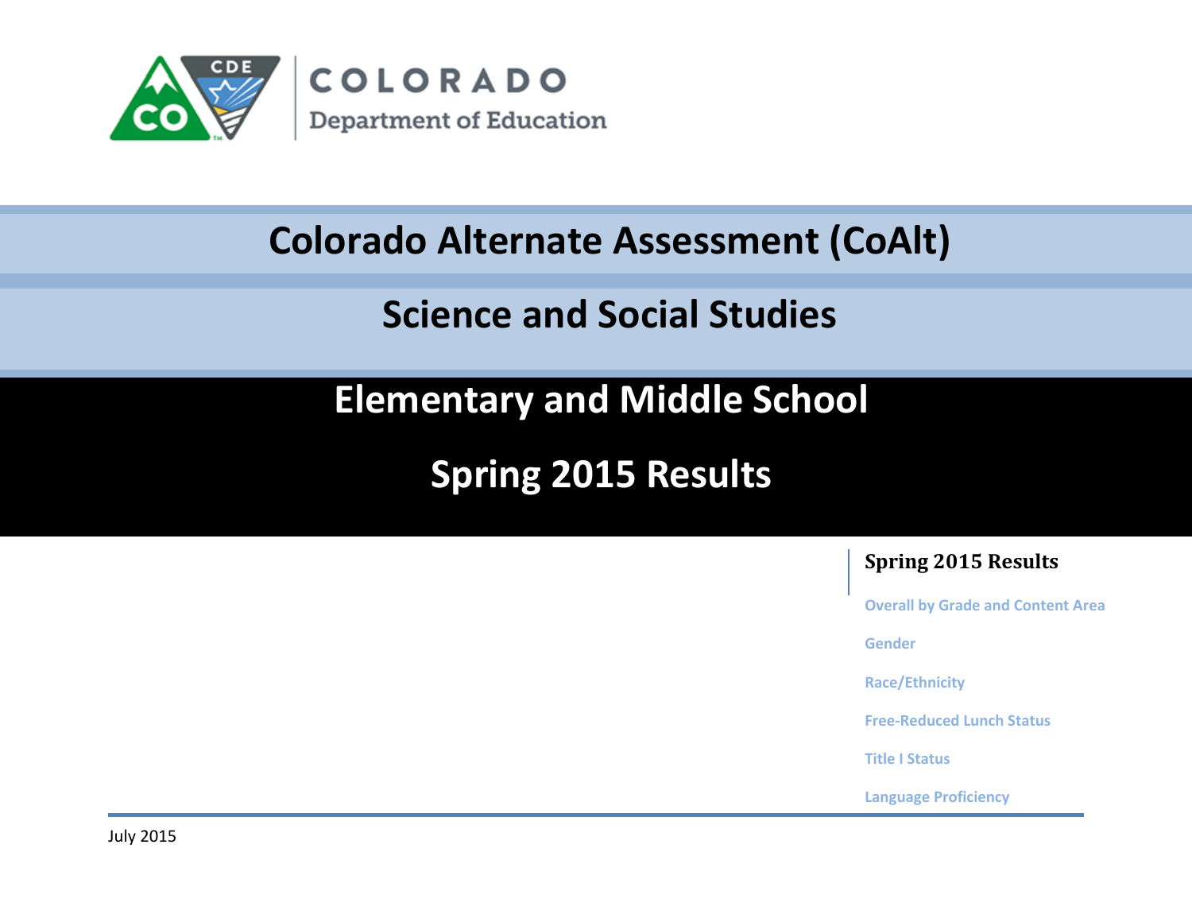COLORADO
Department of Education

# Colorado Alternate Assessment (CoAlt)

# Science and Social Studies

# Elementary and Middle School

# Spring 2015 Results

**Spring 2015 Results**

- Overall by Grade and Content Area
- Gender
- Race/Ethnicity
- Free-Reduced Lunch Status
- Title I Status
- Language Proficiency

July 2015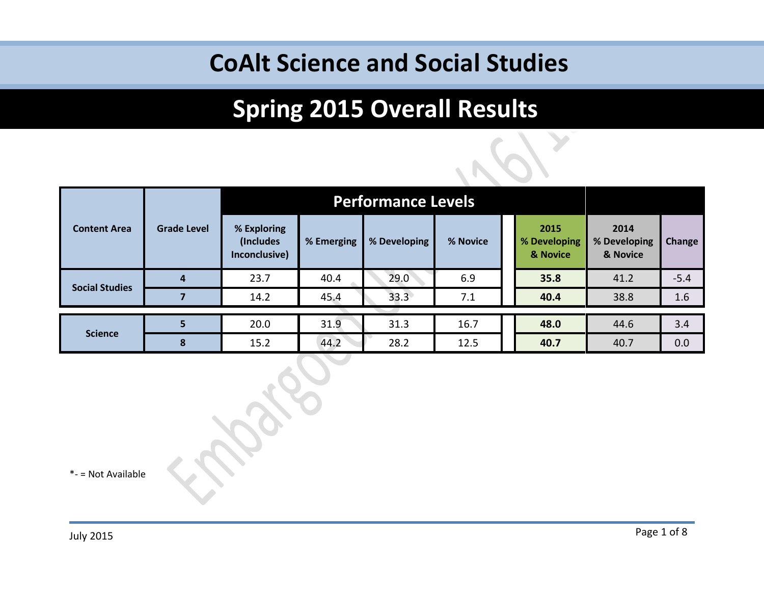# CoAlt Science and Social Studies

## Spring 2015 Overall Results

| Content Area | Grade Level | Performance Levels | | | | 2015 % Developing & Novice | 2014 % Developing & Novice | Change |
|---|---|---|---|---|---|---|---|---|
| | | % Exploring (Includes Inconclusive) | % Emerging | % Developing | % Novice | | | |
| Social Studies | 4 | 23.7 | 40.4 | 29.0 | 6.9 | **35.8** | 41.2 | -5.4 |
| | 7 | 14.2 | 45.4 | 33.3 | 7.1 | **40.4** | 38.8 | 1.6 |
| Science | 5 | 20.0 | 31.9 | 31.3 | 16.7 | **48.0** | 44.6 | 3.4 |
| | 8 | 15.2 | 44.2 | 28.2 | 12.5 | **40.7** | 40.7 | 0.0 |

*- = Not Available

July 2015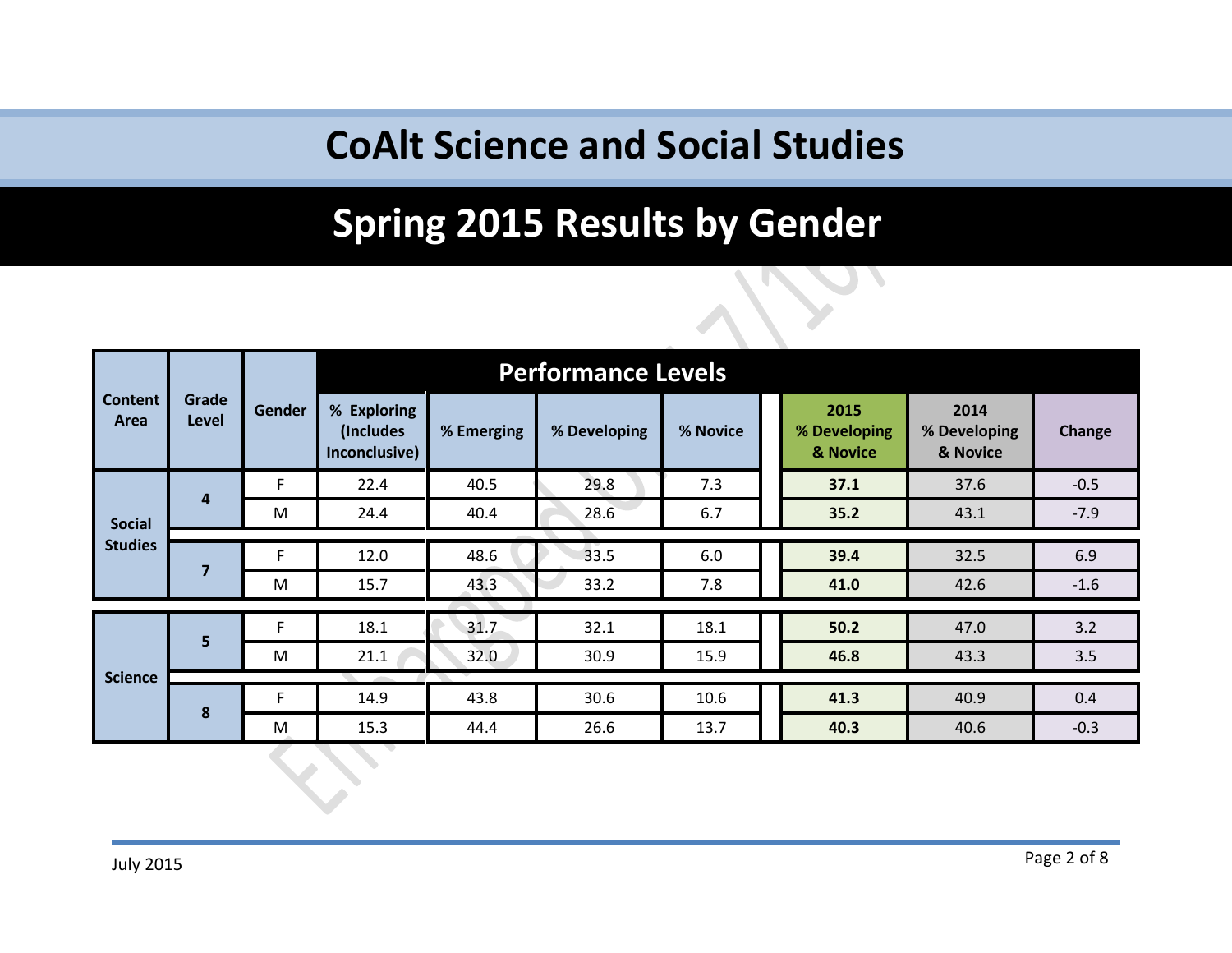# CoAlt Science and Social Studies

## Spring 2015 Results by Gender

| Content Area | Grade Level | Gender | Performance Levels | | | | | | |
|---|---|---|---|---|---|---|---|---|---|
| | | | % Exploring (Includes Inconclusive) | % Emerging | % Developing | % Novice | 2015 % Developing & Novice | 2014 % Developing & Novice | Change |
| Social Studies | 4 | F | 22.4 | 40.5 | 29.8 | 7.3 | **37.1** | 37.6 | -0.5 |
| | | M | 24.4 | 40.4 | 28.6 | 6.7 | **35.2** | 43.1 | -7.9 |
| | 7 | F | 12.0 | 48.6 | 33.5 | 6.0 | **39.4** | 32.5 | 6.9 |
| | | M | 15.7 | 43.3 | 33.2 | 7.8 | **41.0** | 42.6 | -1.6 |
| Science | 5 | F | 18.1 | 31.7 | 32.1 | 18.1 | **50.2** | 47.0 | 3.2 |
| | | M | 21.1 | 32.0 | 30.9 | 15.9 | **46.8** | 43.3 | 3.5 |
| | 8 | F | 14.9 | 43.8 | 30.6 | 10.6 | **41.3** | 40.9 | 0.4 |
| | | M | 15.3 | 44.4 | 26.6 | 13.7 | **40.3** | 40.6 | -0.3 |

July 2015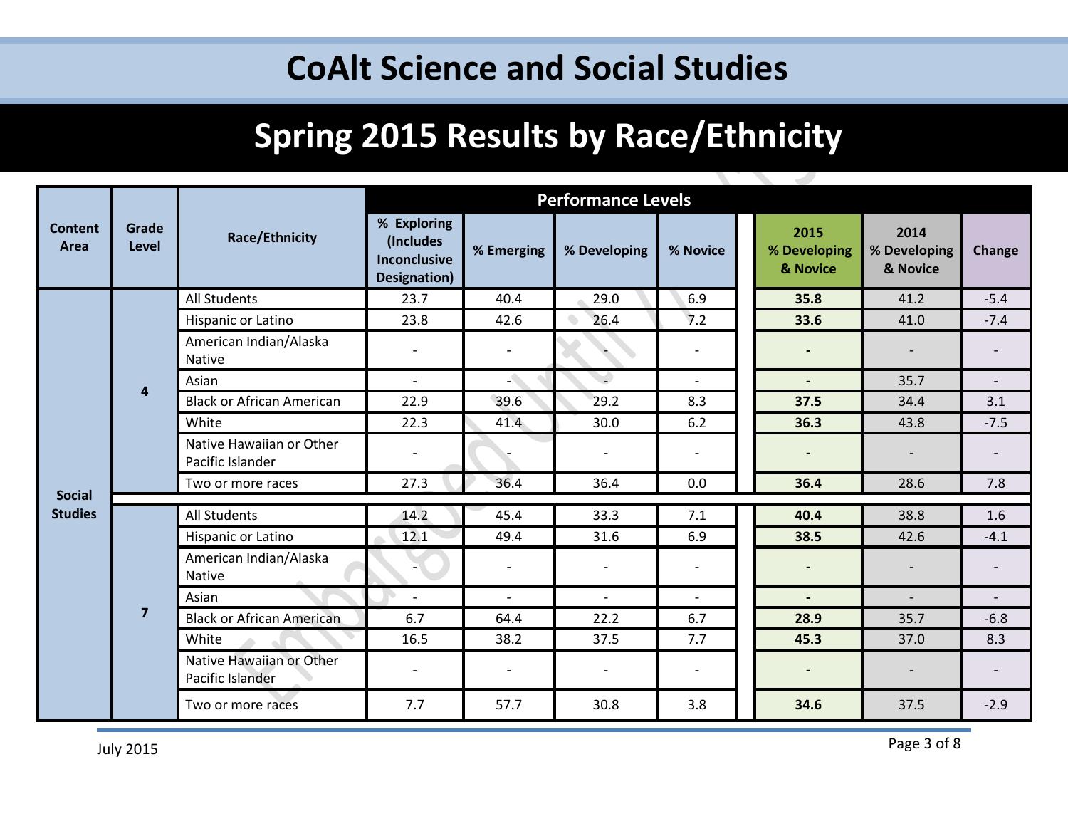# CoAlt Science and Social Studies

## Spring 2015 Results by Race/Ethnicity

| Content Area | Grade Level | Race/Ethnicity | Performance Levels | | | | | | |
|---|---|---|---|---|---|---|---|---|---|
| | | | % Exploring (Includes Inconclusive Designation) | % Emerging | % Developing | % Novice | 2015 % Developing & Novice | 2014 % Developing & Novice | Change |
| Social Studies | 4 | All Students | 23.7 | 40.4 | 29.0 | 6.9 | **35.8** | 41.2 | -5.4 |
| | | Hispanic or Latino | 23.8 | 42.6 | 26.4 | 7.2 | **33.6** | 41.0 | -7.4 |
| | | American Indian/Alaska Native | - | - | - | - | **-** | - | - |
| | | Asian | - | - | - | - | **-** | 35.7 | - |
| | | Black or African American | 22.9 | 39.6 | 29.2 | 8.3 | **37.5** | 34.4 | 3.1 |
| | | White | 22.3 | 41.4 | 30.0 | 6.2 | **36.3** | 43.8 | -7.5 |
| | | Native Hawaiian or Other Pacific Islander | - | - | - | - | **-** | - | - |
| | | Two or more races | 27.3 | 36.4 | 36.4 | 0.0 | **36.4** | 28.6 | 7.8 |
| | 7 | All Students | 14.2 | 45.4 | 33.3 | 7.1 | **40.4** | 38.8 | 1.6 |
| | | Hispanic or Latino | 12.1 | 49.4 | 31.6 | 6.9 | **38.5** | 42.6 | -4.1 |
| | | American Indian/Alaska Native | - | - | - | - | **-** | - | - |
| | | Asian | - | - | - | - | **-** | - | - |
| | | Black or African American | 6.7 | 64.4 | 22.2 | 6.7 | **28.9** | 35.7 | -6.8 |
| | | White | 16.5 | 38.2 | 37.5 | 7.7 | **45.3** | 37.0 | 8.3 |
| | | Native Hawaiian or Other Pacific Islander | - | - | - | - | **-** | - | - |
| | | Two or more races | 7.7 | 57.7 | 30.8 | 3.8 | **34.6** | 37.5 | -2.9 |

July 2015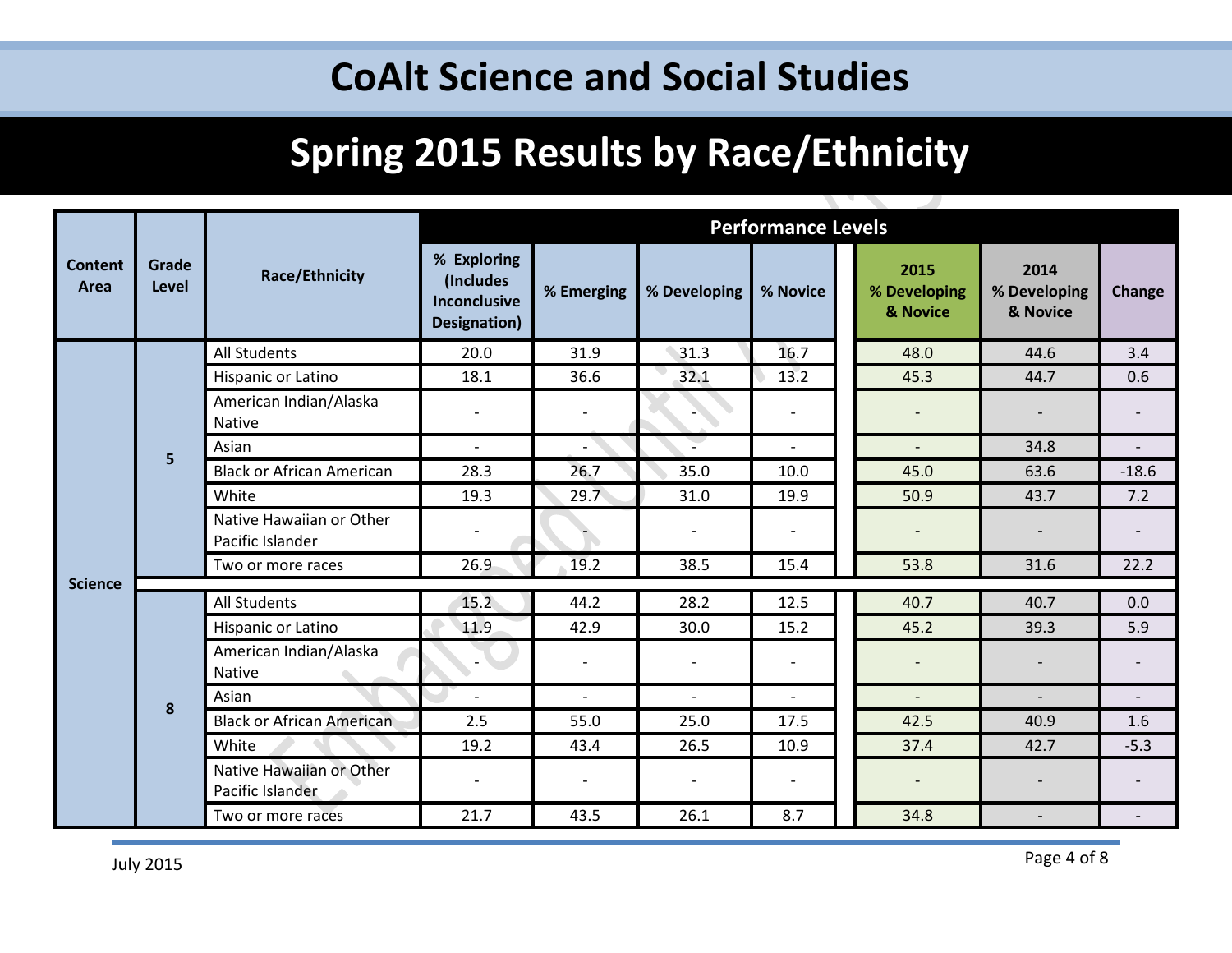# CoAlt Science and Social Studies

## Spring 2015 Results by Race/Ethnicity

| Content Area | Grade Level | Race/Ethnicity | Performance Levels | | | | | | |
|---|---|---|---|---|---|---|---|---|---|
| | | | % Exploring (Includes Inconclusive Designation) | % Emerging | % Developing | % Novice | 2015 % Developing & Novice | 2014 % Developing & Novice | Change |
| Science | 5 | All Students | 20.0 | 31.9 | 31.3 | 16.7 | 48.0 | 44.6 | 3.4 |
| | | Hispanic or Latino | 18.1 | 36.6 | 32.1 | 13.2 | 45.3 | 44.7 | 0.6 |
| | | American Indian/Alaska Native | - | - | - | - | - | - | - |
| | | Asian | - | - | - | - | - | 34.8 | - |
| | | Black or African American | 28.3 | 26.7 | 35.0 | 10.0 | 45.0 | 63.6 | -18.6 |
| | | White | 19.3 | 29.7 | 31.0 | 19.9 | 50.9 | 43.7 | 7.2 |
| | | Native Hawaiian or Other Pacific Islander | - | - | - | - | - | - | - |
| | | Two or more races | 26.9 | 19.2 | 38.5 | 15.4 | 53.8 | 31.6 | 22.2 |
| | 8 | All Students | 15.2 | 44.2 | 28.2 | 12.5 | 40.7 | 40.7 | 0.0 |
| | | Hispanic or Latino | 11.9 | 42.9 | 30.0 | 15.2 | 45.2 | 39.3 | 5.9 |
| | | American Indian/Alaska Native | - | - | - | - | - | - | - |
| | | Asian | - | - | - | - | - | - | - |
| | | Black or African American | 2.5 | 55.0 | 25.0 | 17.5 | 42.5 | 40.9 | 1.6 |
| | | White | 19.2 | 43.4 | 26.5 | 10.9 | 37.4 | 42.7 | -5.3 |
| | | Native Hawaiian or Other Pacific Islander | - | - | - | - | - | - | - |
| | | Two or more races | 21.7 | 43.5 | 26.1 | 8.7 | 34.8 | - | - |

July 2015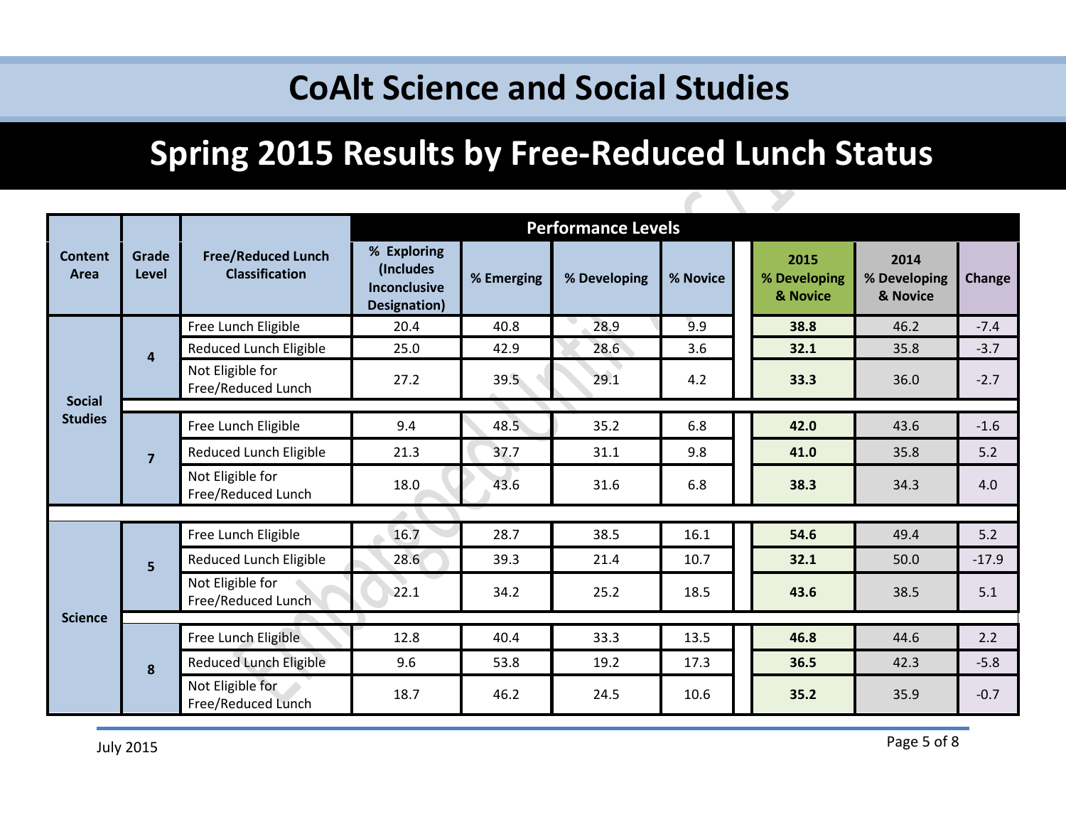# CoAlt Science and Social Studies

## Spring 2015 Results by Free-Reduced Lunch Status

| Content Area | Grade Level | Free/Reduced Lunch Classification | Performance Levels | | | | 2015 % Developing & Novice | 2014 % Developing & Novice | Change |
|---|---|---|---|---|---|---|---|---|---|
| | | | % Exploring (Includes Inconclusive Designation) | % Emerging | % Developing | % Novice | | | |
| Social Studies | 4 | Free Lunch Eligible | 20.4 | 40.8 | 28.9 | 9.9 | **38.8** | 46.2 | -7.4 |
| | | Reduced Lunch Eligible | 25.0 | 42.9 | 28.6 | 3.6 | **32.1** | 35.8 | -3.7 |
| | | Not Eligible for Free/Reduced Lunch | 27.2 | 39.5 | 29.1 | 4.2 | **33.3** | 36.0 | -2.7 |
| | 7 | Free Lunch Eligible | 9.4 | 48.5 | 35.2 | 6.8 | **42.0** | 43.6 | -1.6 |
| | | Reduced Lunch Eligible | 21.3 | 37.7 | 31.1 | 9.8 | **41.0** | 35.8 | 5.2 |
| | | Not Eligible for Free/Reduced Lunch | 18.0 | 43.6 | 31.6 | 6.8 | **38.3** | 34.3 | 4.0 |
| Science | 5 | Free Lunch Eligible | 16.7 | 28.7 | 38.5 | 16.1 | **54.6** | 49.4 | 5.2 |
| | | Reduced Lunch Eligible | 28.6 | 39.3 | 21.4 | 10.7 | **32.1** | 50.0 | -17.9 |
| | | Not Eligible for Free/Reduced Lunch | 22.1 | 34.2 | 25.2 | 18.5 | **43.6** | 38.5 | 5.1 |
| | 8 | Free Lunch Eligible | 12.8 | 40.4 | 33.3 | 13.5 | **46.8** | 44.6 | 2.2 |
| | | Reduced Lunch Eligible | 9.6 | 53.8 | 19.2 | 17.3 | **36.5** | 42.3 | -5.8 |
| | | Not Eligible for Free/Reduced Lunch | 18.7 | 46.2 | 24.5 | 10.6 | **35.2** | 35.9 | -0.7 |

July 2015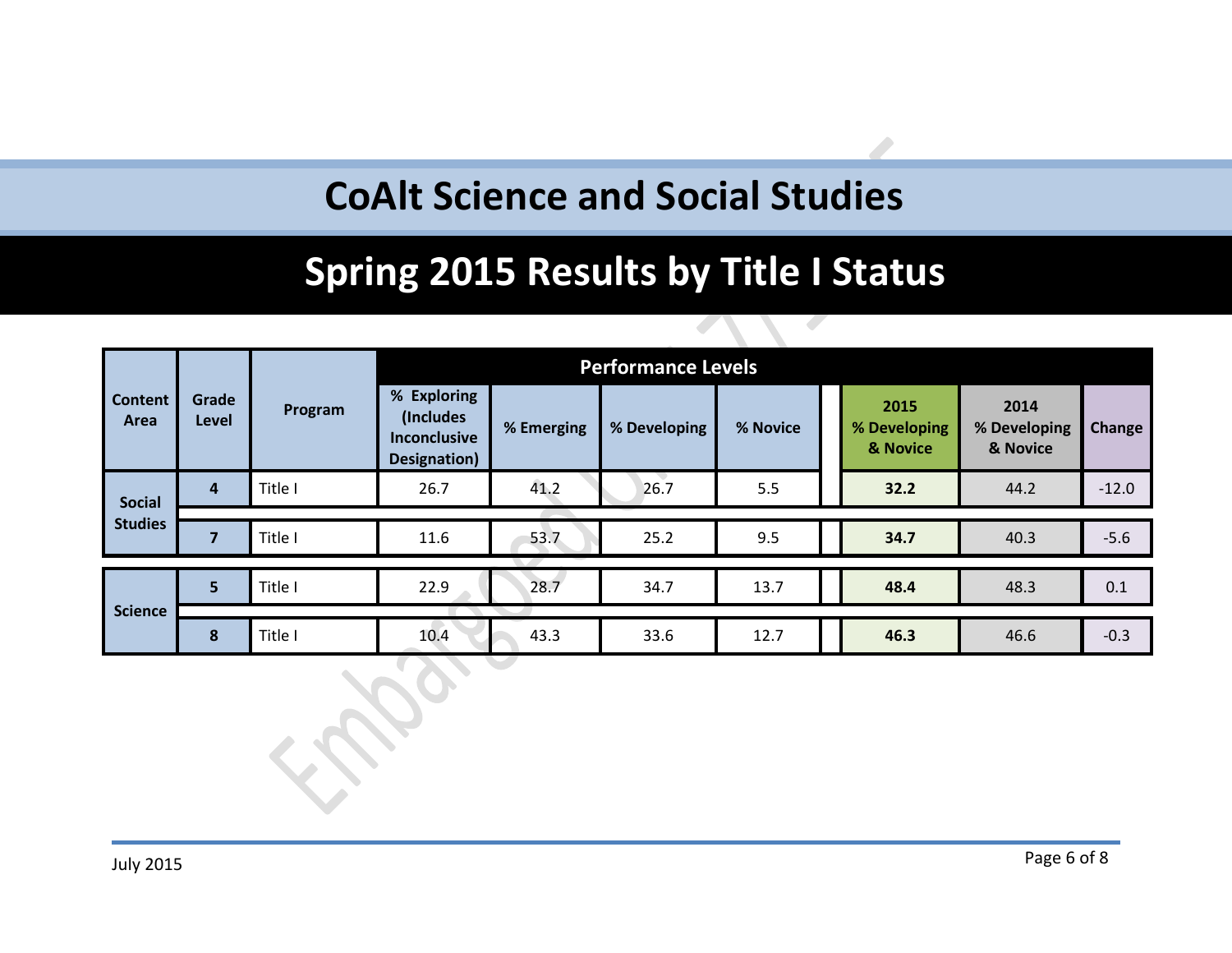# CoAlt Science and Social Studies

## Spring 2015 Results by Title I Status

| Content Area | Grade Level | Program | Performance Levels | | | | | | |
|---|---|---|---|---|---|---|---|---|---|
| | | | % Exploring (Includes Inconclusive Designation) | % Emerging | % Developing | % Novice | 2015 % Developing & Novice | 2014 % Developing & Novice | Change |
| Social Studies | 4 | Title I | 26.7 | 41.2 | 26.7 | 5.5 | **32.2** | 44.2 | -12.0 |
| | 7 | Title I | 11.6 | 53.7 | 25.2 | 9.5 | **34.7** | 40.3 | -5.6 |
| Science | 5 | Title I | 22.9 | 28.7 | 34.7 | 13.7 | **48.4** | 48.3 | 0.1 |
| | 8 | Title I | 10.4 | 43.3 | 33.6 | 12.7 | **46.3** | 46.6 | -0.3 |

July 2015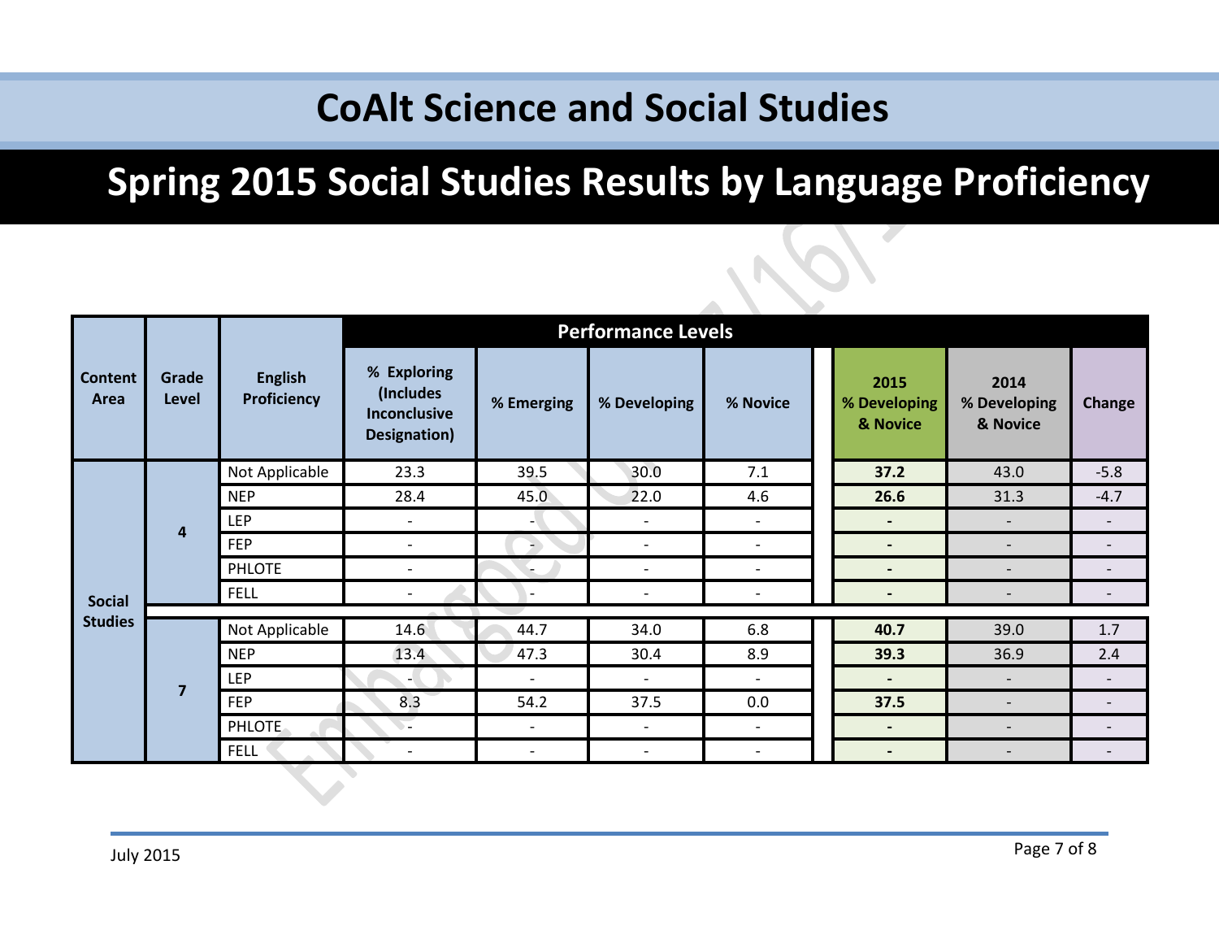# CoAlt Science and Social Studies

## Spring 2015 Social Studies Results by Language Proficiency

| Content Area | Grade Level | English Proficiency | Performance Levels | | | | | | |
|---|---|---|---|---|---|---|---|---|---|
| | | | % Exploring (Includes Inconclusive Designation) | % Emerging | % Developing | % Novice | 2015 % Developing & Novice | 2014 % Developing & Novice | Change |
| Social Studies | 4 | Not Applicable | 23.3 | 39.5 | 30.0 | 7.1 | **37.2** | 43.0 | -5.8 |
| | | NEP | 28.4 | 45.0 | 22.0 | 4.6 | **26.6** | 31.3 | -4.7 |
| | | LEP | - | - | - | - | **-** | - | - |
| | | FEP | - | - | - | - | **-** | - | - |
| | | PHLOTE | - | - | - | - | **-** | - | - |
| | | FELL | - | - | - | - | **-** | - | - |
| | 7 | Not Applicable | 14.6 | 44.7 | 34.0 | 6.8 | **40.7** | 39.0 | 1.7 |
| | | NEP | 13.4 | 47.3 | 30.4 | 8.9 | **39.3** | 36.9 | 2.4 |
| | | LEP | - | - | - | - | **-** | - | - |
| | | FEP | 8.3 | 54.2 | 37.5 | 0.0 | **37.5** | - | - |
| | | PHLOTE | - | - | - | - | **-** | - | - |
| | | FELL | - | - | - | - | **-** | - | - |

July 2015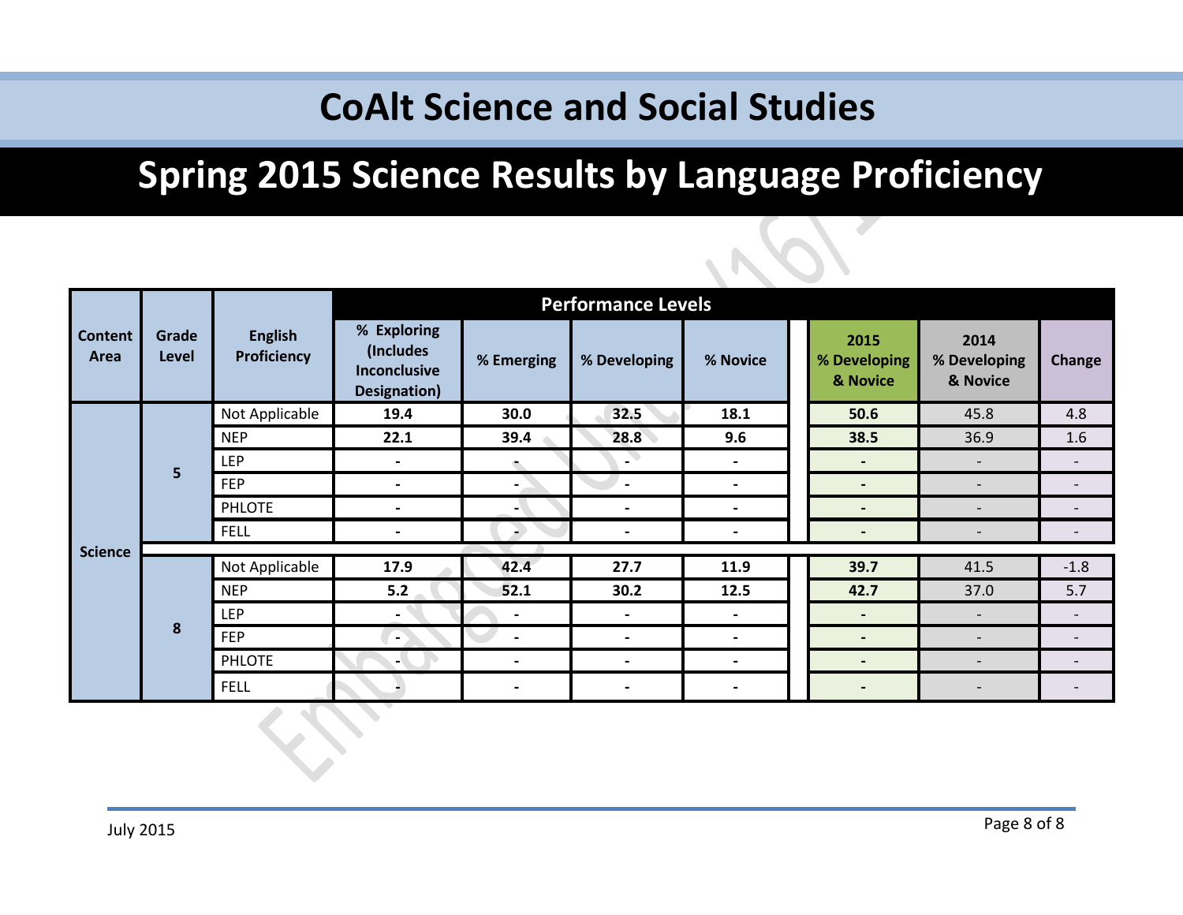# CoAlt Science and Social Studies

## Spring 2015 Science Results by Language Proficiency

| Content Area | Grade Level | English Proficiency | Performance Levels | | | | | | |
|---|---|---|---|---|---|---|---|---|---|
| | | | % Exploring (Includes Inconclusive Designation) | % Emerging | % Developing | % Novice | 2015 % Developing & Novice | 2014 % Developing & Novice | Change |
| Science | 5 | Not Applicable | 19.4 | 30.0 | 32.5 | 18.1 | 50.6 | 45.8 | 4.8 |
| | | NEP | 22.1 | 39.4 | 28.8 | 9.6 | 38.5 | 36.9 | 1.6 |
| | | LEP | - | - | - | - | - | - | - |
| | | FEP | - | - | - | - | - | - | - |
| | | PHLOTE | - | - | - | - | - | - | - |
| | | FELL | - | - | - | - | - | - | - |
| | 8 | Not Applicable | 17.9 | 42.4 | 27.7 | 11.9 | 39.7 | 41.5 | -1.8 |
| | | NEP | 5.2 | 52.1 | 30.2 | 12.5 | 42.7 | 37.0 | 5.7 |
| | | LEP | - | - | - | - | - | - | - |
| | | FEP | - | - | - | - | - | - | - |
| | | PHLOTE | - | - | - | - | - | - | - |
| | | FELL | - | - | - | - | - | - | - |

July 2015